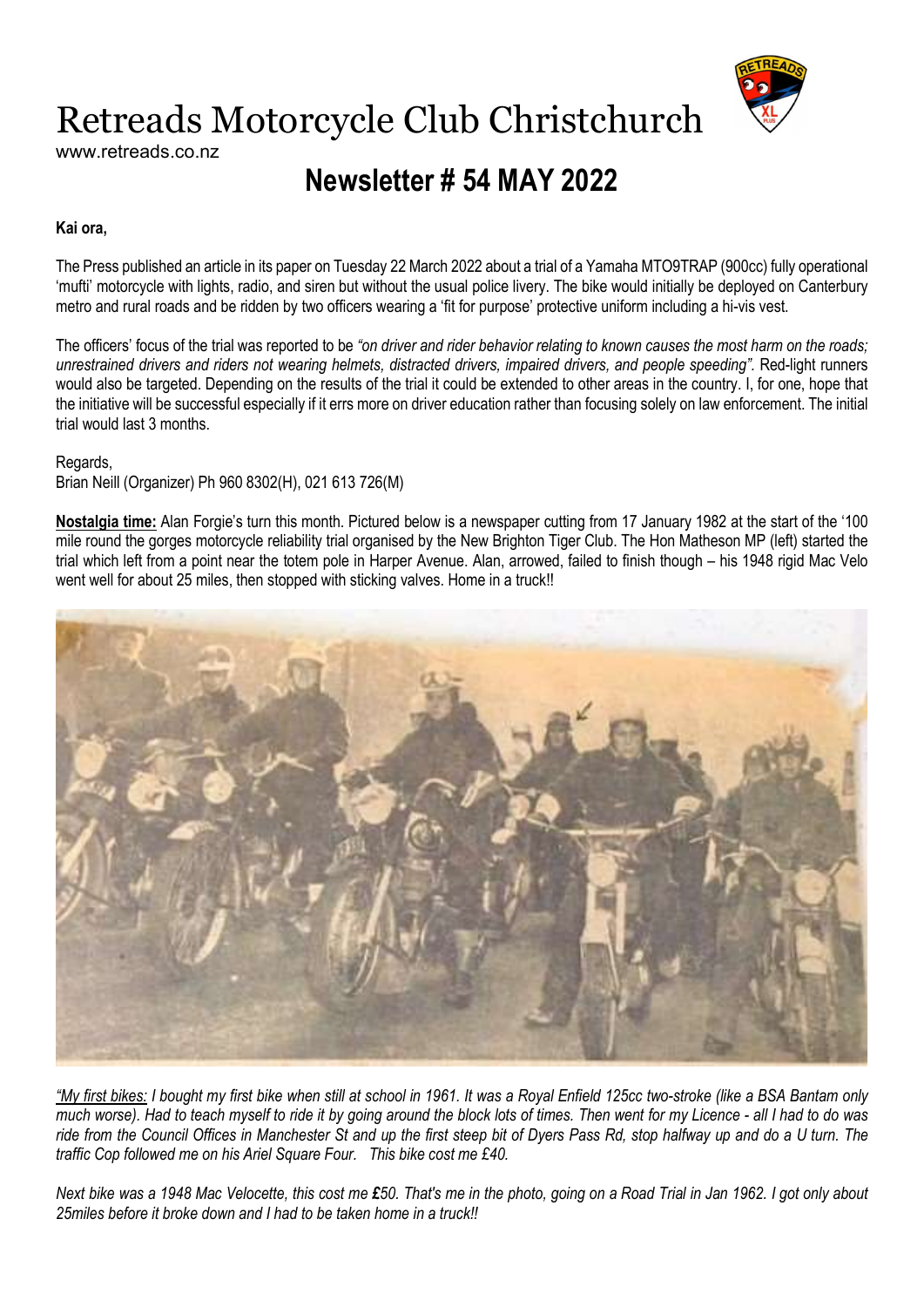# Retreads Motorcycle Club Christchurch

www.retreads.co.nz

## Newsletter # 54 MAY 2022

**Kai ora,**

The Press published an article in its paper on Tuesday 22 March 2022 about a trial of a Yamaha MTO9TRAP (900cc) fully operational 'mufti' motorcycle with lights, radio, and siren but without the usual police livery. The bike would initially be deployed on Canterbury metro and rural roads and be ridden by two officers wearing a 'fit for purpose' protective uniform including a hi-vis vest.

The officers' focus of the trial was reported to be *"on driver and rider behavior relating to known causes the most harm on the roads; unrestrained drivers and riders not wearing helmets, distracted drivers, impaired drivers, and people speeding".* Red-light runners would also be targeted. Depending on the results of the trial it could be extended to other areas in the country. I, for one, hope that the initiative will be successful especially if it errs more on driver education rather than focusing solely on law enforcement. The initial trial would last 3 months.

Regards,
Brian Neill (Organizer) Ph 960 8302(H), 021 613 726(M)

**Nostalgia time:** Alan Forgie's turn this month. Pictured below is a newspaper cutting from 17 January 1982 at the start of the '100 mile round the gorges motorcycle reliability trial organised by the New Brighton Tiger Club. The Hon Matheson MP (left) started the trial which left from a point near the totem pole in Harper Avenue. Alan, arrowed, failed to finish though – his 1948 rigid Mac Velo went well for about 25 miles, then stopped with sticking valves. Home in a truck!!

*"<u>My first bikes:</u> I bought my first bike when still at school in 1961. It was a Royal Enfield 125cc two-stroke (like a BSA Bantam only much worse). Had to teach myself to ride it by going around the block lots of times. Then went for my Licence - all I had to do was ride from the Council Offices in Manchester St and up the first steep bit of Dyers Pass Rd, stop halfway up and do a U turn. The traffic Cop followed me on his Ariel Square Four. This bike cost me £40.*

*Next bike was a 1948 Mac Velocette, this cost me **£**50. That's me in the photo, going on a Road Trial in Jan 1962. I got only about 25miles before it broke down and I had to be taken home in a truck!!*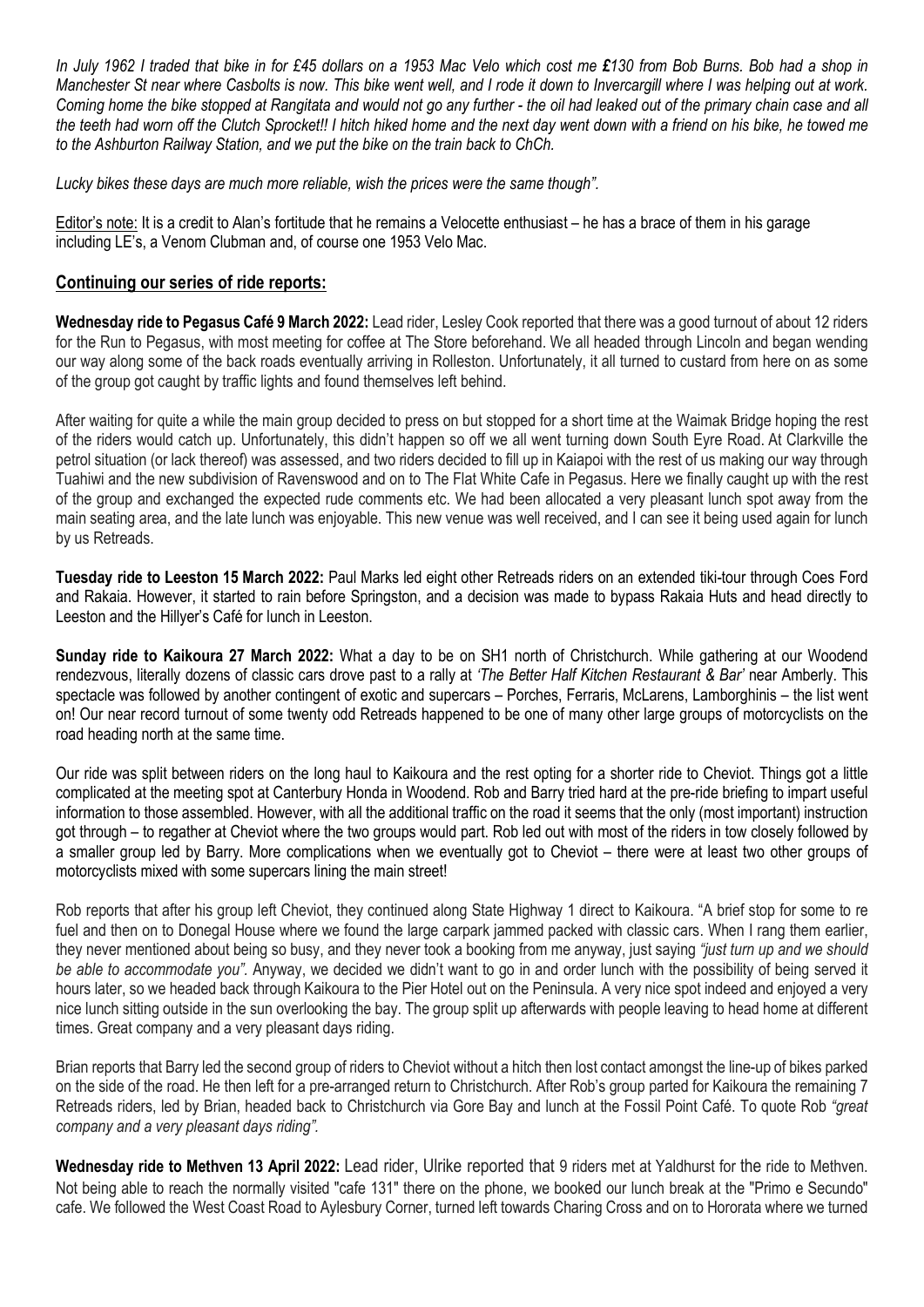*In July 1962 I traded that bike in for £45 dollars on a 1953 Mac Velo which cost me **£**130 from Bob Burns. Bob had a shop in Manchester St near where Casbolts is now. This bike went well, and I rode it down to Invercargill where I was helping out at work. Coming home the bike stopped at Rangitata and would not go any further - the oil had leaked out of the primary chain case and all the teeth had worn off the Clutch Sprocket!! I hitch hiked home and the next day went down with a friend on his bike, he towed me to the Ashburton Railway Station, and we put the bike on the train back to ChCh.*

*Lucky bikes these days are much more reliable, wish the prices were the same though".*

Editor's note: It is a credit to Alan's fortitude that he remains a Velocette enthusiast – he has a brace of them in his garage including LE's, a Venom Clubman and, of course one 1953 Velo Mac.

## Continuing our series of ride reports:

**Wednesday ride to Pegasus Café 9 March 2022:** Lead rider, Lesley Cook reported that there was a good turnout of about 12 riders for the Run to Pegasus, with most meeting for coffee at The Store beforehand. We all headed through Lincoln and began wending our way along some of the back roads eventually arriving in Rolleston. Unfortunately, it all turned to custard from here on as some of the group got caught by traffic lights and found themselves left behind.

After waiting for quite a while the main group decided to press on but stopped for a short time at the Waimak Bridge hoping the rest of the riders would catch up. Unfortunately, this didn't happen so off we all went turning down South Eyre Road. At Clarkville the petrol situation (or lack thereof) was assessed, and two riders decided to fill up in Kaiapoi with the rest of us making our way through Tuahiwi and the new subdivision of Ravenswood and on to The Flat White Cafe in Pegasus. Here we finally caught up with the rest of the group and exchanged the expected rude comments etc. We had been allocated a very pleasant lunch spot away from the main seating area, and the late lunch was enjoyable. This new venue was well received, and I can see it being used again for lunch by us Retreads.

**Tuesday ride to Leeston 15 March 2022:** Paul Marks led eight other Retreads riders on an extended tiki-tour through Coes Ford and Rakaia. However, it started to rain before Springston, and a decision was made to bypass Rakaia Huts and head directly to Leeston and the Hillyer's Café for lunch in Leeston.

**Sunday ride to Kaikoura 27 March 2022:** What a day to be on SH1 north of Christchurch. While gathering at our Woodend rendezvous, literally dozens of classic cars drove past to a rally at *'The Better Half Kitchen Restaurant & Bar'* near Amberly. This spectacle was followed by another contingent of exotic and supercars – Porches, Ferraris, McLarens, Lamborghinis – the list went on! Our near record turnout of some twenty odd Retreads happened to be one of many other large groups of motorcyclists on the road heading north at the same time.

Our ride was split between riders on the long haul to Kaikoura and the rest opting for a shorter ride to Cheviot. Things got a little complicated at the meeting spot at Canterbury Honda in Woodend. Rob and Barry tried hard at the pre-ride briefing to impart useful information to those assembled. However, with all the additional traffic on the road it seems that the only (most important) instruction got through – to regather at Cheviot where the two groups would part. Rob led out with most of the riders in tow closely followed by a smaller group led by Barry. More complications when we eventually got to Cheviot – there were at least two other groups of motorcyclists mixed with some supercars lining the main street!

Rob reports that after his group left Cheviot, they continued along State Highway 1 direct to Kaikoura. "A brief stop for some to re fuel and then on to Donegal House where we found the large carpark jammed packed with classic cars. When I rang them earlier, they never mentioned about being so busy, and they never took a booking from me anyway, just saying *"just turn up and we should be able to accommodate you"*. Anyway, we decided we didn't want to go in and order lunch with the possibility of being served it hours later, so we headed back through Kaikoura to the Pier Hotel out on the Peninsula. A very nice spot indeed and enjoyed a very nice lunch sitting outside in the sun overlooking the bay. The group split up afterwards with people leaving to head home at different times. Great company and a very pleasant days riding.

Brian reports that Barry led the second group of riders to Cheviot without a hitch then lost contact amongst the line-up of bikes parked on the side of the road. He then left for a pre-arranged return to Christchurch. After Rob's group parted for Kaikoura the remaining 7 Retreads riders, led by Brian, headed back to Christchurch via Gore Bay and lunch at the Fossil Point Café. To quote Rob *"great company and a very pleasant days riding"*.

**Wednesday ride to Methven 13 April 2022:** Lead rider, Ulrike reported that 9 riders met at Yaldhurst for the ride to Methven. Not being able to reach the normally visited "cafe 131" there on the phone, we booked our lunch break at the "Primo e Secundo" cafe. We followed the West Coast Road to Aylesbury Corner, turned left towards Charing Cross and on to Hororata where we turned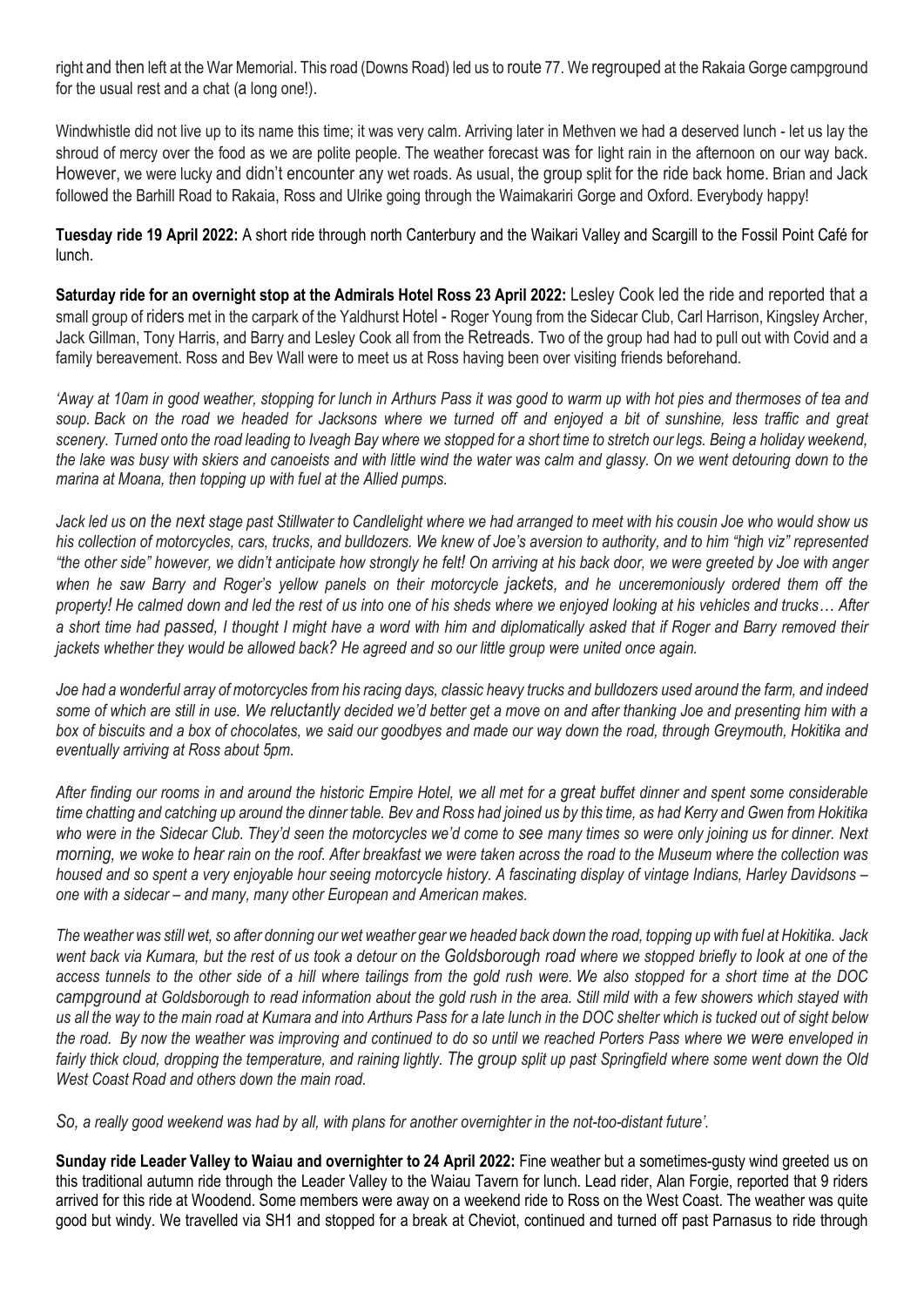right and then left at the War Memorial. This road (Downs Road) led us to route 77. We regrouped at the Rakaia Gorge campground for the usual rest and a chat (a long one!).

Windwhistle did not live up to its name this time; it was very calm. Arriving later in Methven we had a deserved lunch - let us lay the shroud of mercy over the food as we are polite people. The weather forecast was for light rain in the afternoon on our way back. However, we were lucky and didn't encounter any wet roads. As usual, the group split for the ride back home. Brian and Jack followed the Barhill Road to Rakaia, Ross and Ulrike going through the Waimakariri Gorge and Oxford. Everybody happy!

**Tuesday ride 19 April 2022:** A short ride through north Canterbury and the Waikari Valley and Scargill to the Fossil Point Café for lunch.

**Saturday ride for an overnight stop at the Admirals Hotel Ross 23 April 2022:** Lesley Cook led the ride and reported that a small group of riders met in the carpark of the Yaldhurst Hotel - Roger Young from the Sidecar Club, Carl Harrison, Kingsley Archer, Jack Gillman, Tony Harris, and Barry and Lesley Cook all from the Retreads. Two of the group had had to pull out with Covid and a family bereavement. Ross and Bev Wall were to meet us at Ross having been over visiting friends beforehand.

*'Away at 10am in good weather, stopping for lunch in Arthurs Pass it was good to warm up with hot pies and thermoses of tea and soup. Back on the road we headed for Jacksons where we turned off and enjoyed a bit of sunshine, less traffic and great scenery. Turned onto the road leading to Iveagh Bay where we stopped for a short time to stretch our legs. Being a holiday weekend, the lake was busy with skiers and canoeists and with little wind the water was calm and glassy. On we went detouring down to the marina at Moana, then topping up with fuel at the Allied pumps.*

*Jack led us on the next stage past Stillwater to Candlelight where we had arranged to meet with his cousin Joe who would show us his collection of motorcycles, cars, trucks, and bulldozers. We knew of Joe's aversion to authority, and to him "high viz" represented "the other side" however, we didn't anticipate how strongly he felt! On arriving at his back door, we were greeted by Joe with anger when he saw Barry and Roger's yellow panels on their motorcycle jackets, and he unceremoniously ordered them off the property! He calmed down and led the rest of us into one of his sheds where we enjoyed looking at his vehicles and trucks… After a short time had passed, I thought I might have a word with him and diplomatically asked that if Roger and Barry removed their jackets whether they would be allowed back? He agreed and so our little group were united once again.*

*Joe had a wonderful array of motorcycles from his racing days, classic heavy trucks and bulldozers used around the farm, and indeed some of which are still in use. We reluctantly decided we'd better get a move on and after thanking Joe and presenting him with a box of biscuits and a box of chocolates, we said our goodbyes and made our way down the road, through Greymouth, Hokitika and eventually arriving at Ross about 5pm.*

*After finding our rooms in and around the historic Empire Hotel, we all met for a great buffet dinner and spent some considerable time chatting and catching up around the dinner table. Bev and Ross had joined us by this time, as had Kerry and Gwen from Hokitika who were in the Sidecar Club. They'd seen the motorcycles we'd come to see many times so were only joining us for dinner. Next morning, we woke to hear rain on the roof. After breakfast we were taken across the road to the Museum where the collection was housed and so spent a very enjoyable hour seeing motorcycle history. A fascinating display of vintage Indians, Harley Davidsons – one with a sidecar – and many, many other European and American makes.*

*The weather was still wet, so after donning our wet weather gear we headed back down the road, topping up with fuel at Hokitika. Jack went back via Kumara, but the rest of us took a detour on the Goldsborough road where we stopped briefly to look at one of the access tunnels to the other side of a hill where tailings from the gold rush were. We also stopped for a short time at the DOC campground at Goldsborough to read information about the gold rush in the area. Still mild with a few showers which stayed with us all the way to the main road at Kumara and into Arthurs Pass for a late lunch in the DOC shelter which is tucked out of sight below the road. By now the weather was improving and continued to do so until we reached Porters Pass where we were enveloped in fairly thick cloud, dropping the temperature, and raining lightly. The group split up past Springfield where some went down the Old West Coast Road and others down the main road.*

*So, a really good weekend was had by all, with plans for another overnighter in the not-too-distant future'.*

**Sunday ride Leader Valley to Waiau and overnighter to 24 April 2022:** Fine weather but a sometimes-gusty wind greeted us on this traditional autumn ride through the Leader Valley to the Waiau Tavern for lunch. Lead rider, Alan Forgie, reported that 9 riders arrived for this ride at Woodend. Some members were away on a weekend ride to Ross on the West Coast. The weather was quite good but windy. We travelled via SH1 and stopped for a break at Cheviot, continued and turned off past Parnasus to ride through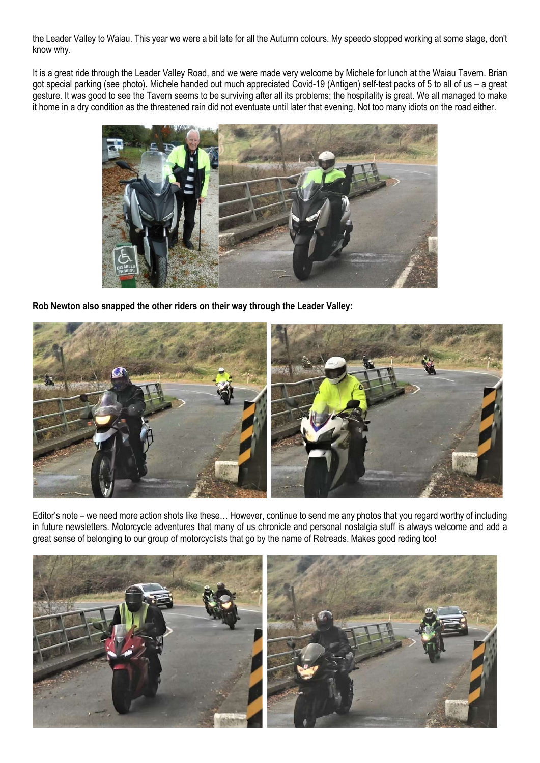the Leader Valley to Waiau. This year we were a bit late for all the Autumn colours. My speedo stopped working at some stage, don't know why.

It is a great ride through the Leader Valley Road, and we were made very welcome by Michele for lunch at the Waiau Tavern. Brian got special parking (see photo). Michele handed out much appreciated Covid-19 (Antigen) self-test packs of 5 to all of us – a great gesture. It was good to see the Tavern seems to be surviving after all its problems; the hospitality is great. We all managed to make it home in a dry condition as the threatened rain did not eventuate until later that evening. Not too many idiots on the road either.

**Rob Newton also snapped the other riders on their way through the Leader Valley:**

Editor's note – we need more action shots like these… However, continue to send me any photos that you regard worthy of including in future newsletters. Motorcycle adventures that many of us chronicle and personal nostalgia stuff is always welcome and add a great sense of belonging to our group of motorcyclists that go by the name of Retreads. Makes good reding too!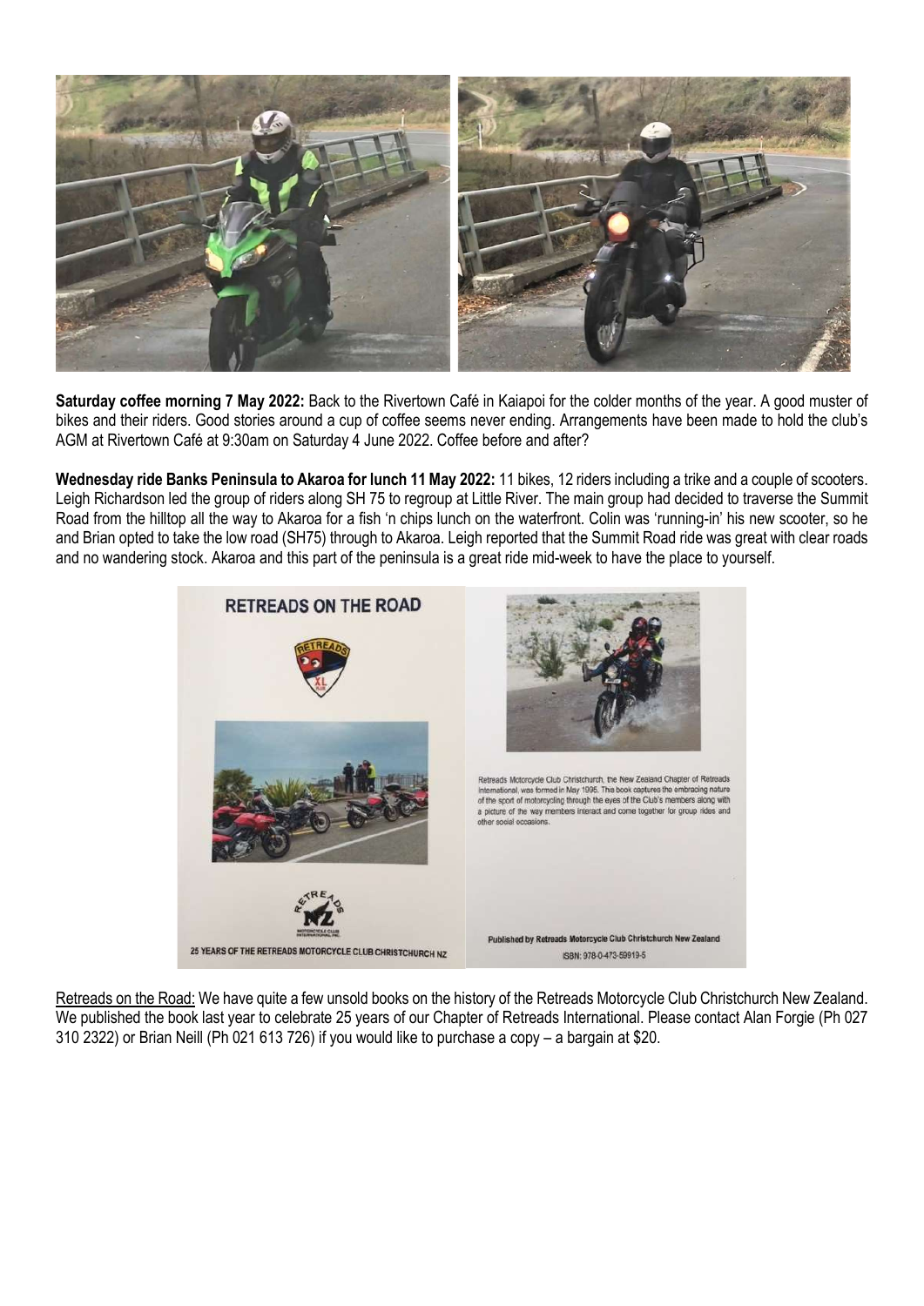**Saturday coffee morning 7 May 2022:** Back to the Rivertown Café in Kaiapoi for the colder months of the year. A good muster of bikes and their riders. Good stories around a cup of coffee seems never ending. Arrangements have been made to hold the club's AGM at Rivertown Café at 9:30am on Saturday 4 June 2022. Coffee before and after?

**Wednesday ride Banks Peninsula to Akaroa for lunch 11 May 2022:** 11 bikes, 12 riders including a trike and a couple of scooters. Leigh Richardson led the group of riders along SH 75 to regroup at Little River. The main group had decided to traverse the Summit Road from the hilltop all the way to Akaroa for a fish 'n chips lunch on the waterfront. Colin was 'running-in' his new scooter, so he and Brian opted to take the low road (SH75) through to Akaroa. Leigh reported that the Summit Road ride was great with clear roads and no wandering stock. Akaroa and this part of the peninsula is a great ride mid-week to have the place to yourself.

Retreads on the Road: We have quite a few unsold books on the history of the Retreads Motorcycle Club Christchurch New Zealand. We published the book last year to celebrate 25 years of our Chapter of Retreads International. Please contact Alan Forgie (Ph 027 310 2322) or Brian Neill (Ph 021 613 726) if you would like to purchase a copy – a bargain at $20.